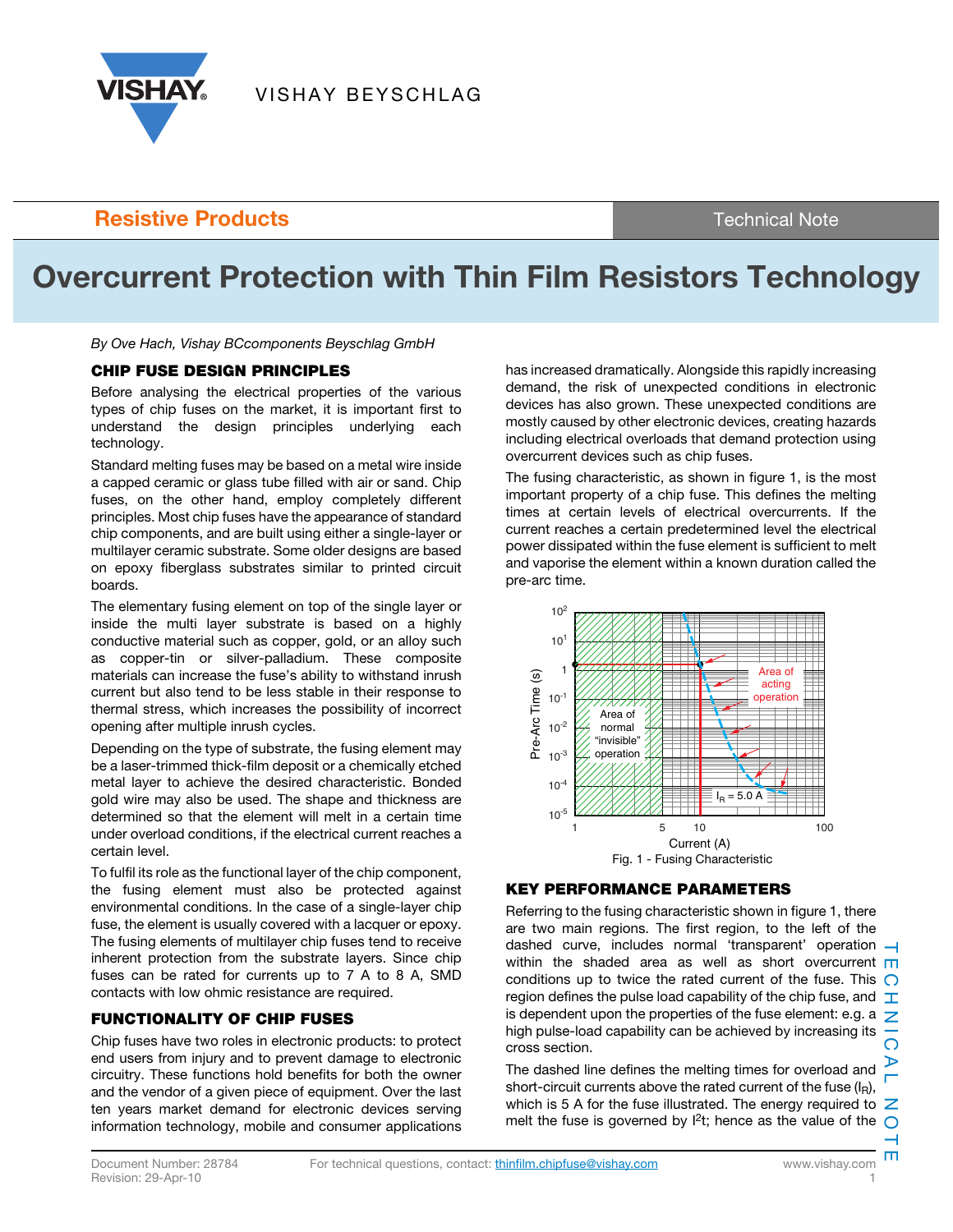Resistive Products | Technical Note

# Overcurrent Protection with Thin Film Resistors Technology

*By Ove Hach, Vishay BCcomponents Beyschlag GmbH*

## CHIP FUSE DESIGN PRINCIPLES

Before analysing the electrical properties of the various types of chip fuses on the market, it is important first to understand the design principles underlying each technology.

Standard melting fuses may be based on a metal wire inside a capped ceramic or glass tube filled with air or sand. Chip fuses, on the other hand, employ completely different principles. Most chip fuses have the appearance of standard chip components, and are built using either a single-layer or multilayer ceramic substrate. Some older designs are based on epoxy fiberglass substrates similar to printed circuit boards.

The elementary fusing element on top of the single layer or inside the multi layer substrate is based on a highly conductive material such as copper, gold, or an alloy such as copper-tin or silver-palladium. These composite materials can increase the fuse's ability to withstand inrush current but also tend to be less stable in their response to thermal stress, which increases the possibility of incorrect opening after multiple inrush cycles.

Depending on the type of substrate, the fusing element may be a laser-trimmed thick-film deposit or a chemically etched metal layer to achieve the desired characteristic. Bonded gold wire may also be used. The shape and thickness are determined so that the element will melt in a certain time under overload conditions, if the electrical current reaches a certain level.

To fulfil its role as the functional layer of the chip component, the fusing element must also be protected against environmental conditions. In the case of a single-layer chip fuse, the element is usually covered with a lacquer or epoxy. The fusing elements of multilayer chip fuses tend to receive inherent protection from the substrate layers. Since chip fuses can be rated for currents up to 7 A to 8 A, SMD contacts with low ohmic resistance are required.

## FUNCTIONALITY OF CHIP FUSES

Chip fuses have two roles in electronic products: to protect end users from injury and to prevent damage to electronic circuitry. These functions hold benefits for both the owner and the vendor of a given piece of equipment. Over the last ten years market demand for electronic devices serving information technology, mobile and consumer applications has increased dramatically. Alongside this rapidly increasing demand, the risk of unexpected conditions in electronic devices has also grown. These unexpected conditions are mostly caused by other electronic devices, creating hazards including electrical overloads that demand protection using overcurrent devices such as chip fuses.

The fusing characteristic, as shown in figure 1, is the most important property of a chip fuse. This defines the melting times at certain levels of electrical overcurrents. If the current reaches a certain predetermined level the electrical power dissipated within the fuse element is sufficient to melt and vaporise the element within a known duration called the pre-arc time.

Fig. 1 - Fusing Characteristic

## KEY PERFORMANCE PARAMETERS

Referring to the fusing characteristic shown in figure 1, there are two main regions. The first region, to the left of the dashed curve, includes normal 'transparent' operation within the shaded area as well as short overcurrent conditions up to twice the rated current of the fuse. This region defines the pulse load capability of the chip fuse, and is dependent upon the properties of the fuse element: e.g. a high pulse-load capability can be achieved by increasing its cross section.

The dashed line defines the melting times for overload and short-circuit currents above the rated current of the fuse ($I_R$), which is 5 A for the fuse illustrated. The energy required to melt the fuse is governed by $I^2t$; hence as the value of the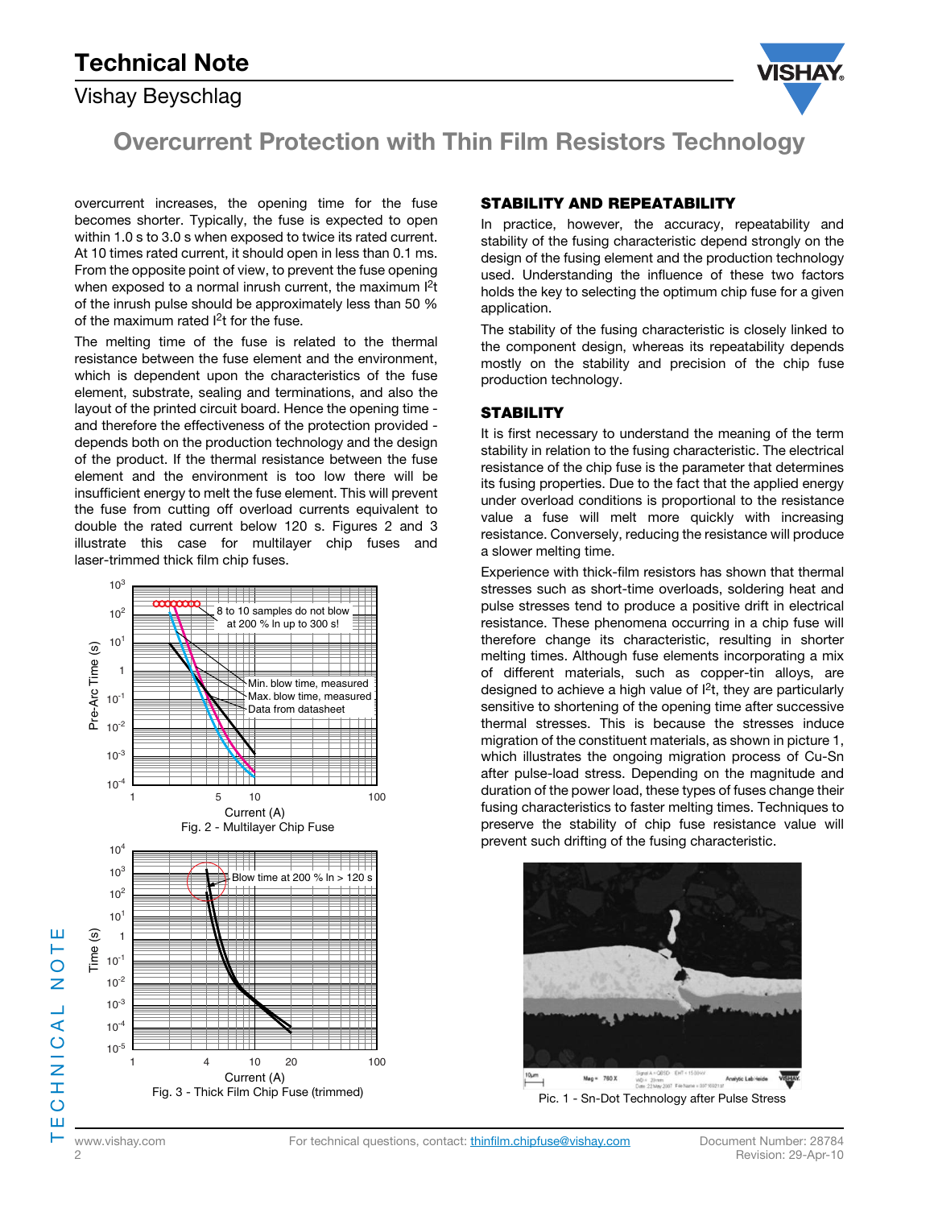overcurrent increases, the opening time for the fuse becomes shorter. Typically, the fuse is expected to open within 1.0 s to 3.0 s when exposed to twice its rated current. At 10 times rated current, it should open in less than 0.1 ms. From the opposite point of view, to prevent the fuse opening when exposed to a normal inrush current, the maximum $I^2t$ of the inrush pulse should be approximately less than 50 % of the maximum rated $I^2t$ for the fuse.

The melting time of the fuse is related to the thermal resistance between the fuse element and the environment, which is dependent upon the characteristics of the fuse element, substrate, sealing and terminations, and also the layout of the printed circuit board. Hence the opening time - and therefore the effectiveness of the protection provided - depends both on the production technology and the design of the product. If the thermal resistance between the fuse element and the environment is too low there will be insufficient energy to melt the fuse element. This will prevent the fuse from cutting off overload currents equivalent to double the rated current below 120 s. Figures 2 and 3 illustrate this case for multilayer chip fuses and laser-trimmed thick film chip fuses.

Fig. 2 - Multilayer Chip Fuse

Fig. 3 - Thick Film Chip Fuse (trimmed)

## STABILITY AND REPEATABILITY

In practice, however, the accuracy, repeatability and stability of the fusing characteristic depend strongly on the design of the fusing element and the production technology used. Understanding the influence of these two factors holds the key to selecting the optimum chip fuse for a given application.

The stability of the fusing characteristic is closely linked to the component design, whereas its repeatability depends mostly on the stability and precision of the chip fuse production technology.

## STABILITY

It is first necessary to understand the meaning of the term stability in relation to the fusing characteristic. The electrical resistance of the chip fuse is the parameter that determines its fusing properties. Due to the fact that the applied energy under overload conditions is proportional to the resistance value a fuse will melt more quickly with increasing resistance. Conversely, reducing the resistance will produce a slower melting time.

Experience with thick-film resistors has shown that thermal stresses such as short-time overloads, soldering heat and pulse stresses tend to produce a positive drift in electrical resistance. These phenomena occurring in a chip fuse will therefore change its characteristic, resulting in shorter melting times. Although fuse elements incorporating a mix of different materials, such as copper-tin alloys, are designed to achieve a high value of $I^2t$, they are particularly sensitive to shortening of the opening time after successive thermal stresses. This is because the stresses induce migration of the constituent materials, as shown in picture 1, which illustrates the ongoing migration process of Cu-Sn after pulse-load stress. Depending on the magnitude and duration of the power load, these types of fuses change their fusing characteristics to faster melting times. Techniques to preserve the stability of chip fuse resistance value will prevent such drifting of the fusing characteristic.

Pic. 1 - Sn-Dot Technology after Pulse Stress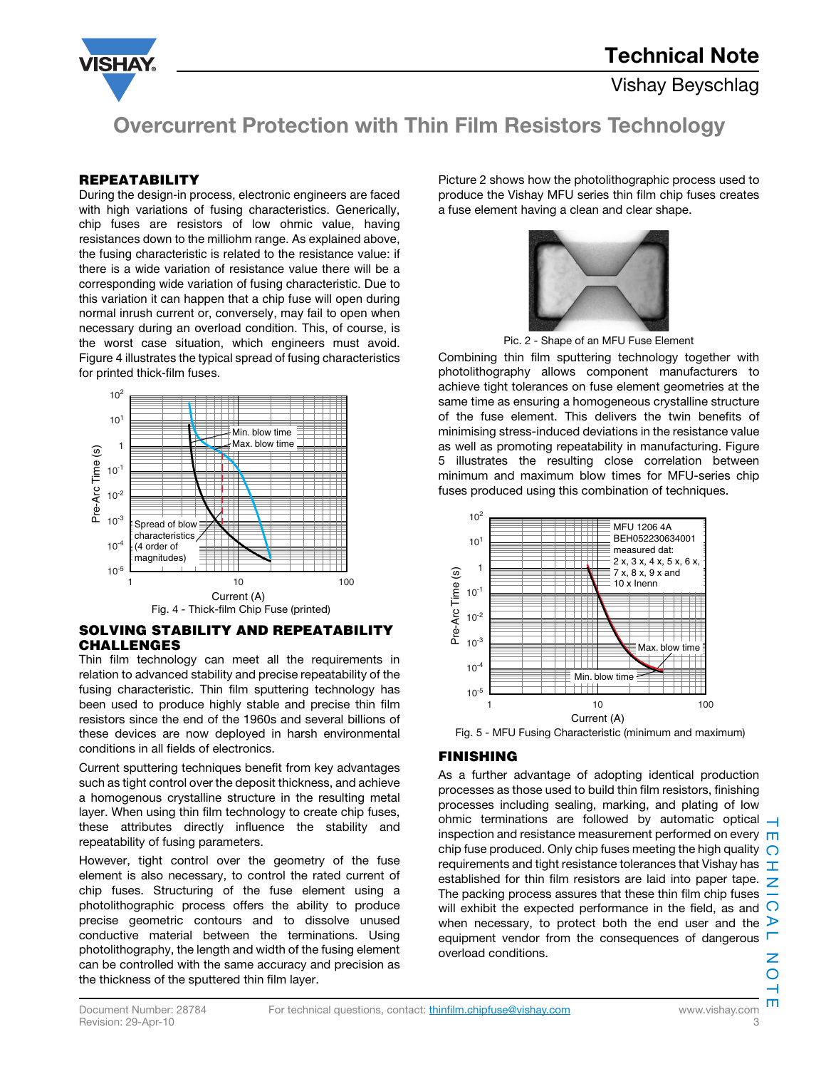# Overcurrent Protection with Thin Film Resistors Technology

## REPEATABILITY

During the design-in process, electronic engineers are faced with high variations of fusing characteristics. Generically, chip fuses are resistors of low ohmic value, having resistances down to the milliohm range. As explained above, the fusing characteristic is related to the resistance value: if there is a wide variation of resistance value there will be a corresponding wide variation of fusing characteristic. Due to this variation it can happen that a chip fuse will open during normal inrush current or, conversely, may fail to open when necessary during an overload condition. This, of course, is the worst case situation, which engineers must avoid. Figure 4 illustrates the typical spread of fusing characteristics for printed thick-film fuses.

Fig. 4 - Thick-film Chip Fuse (printed)

## SOLVING STABILITY AND REPEATABILITY CHALLENGES

Thin film technology can meet all the requirements in relation to advanced stability and precise repeatability of the fusing characteristic. Thin film sputtering technology has been used to produce highly stable and precise thin film resistors since the end of the 1960s and several billions of these devices are now deployed in harsh environmental conditions in all fields of electronics.

Current sputtering techniques benefit from key advantages such as tight control over the deposit thickness, and achieve a homogenous crystalline structure in the resulting metal layer. When using thin film technology to create chip fuses, these attributes directly influence the stability and repeatability of fusing parameters.

However, tight control over the geometry of the fuse element is also necessary, to control the rated current of chip fuses. Structuring of the fuse element using a photolithographic process offers the ability to produce precise geometric contours and to dissolve unused conductive material between the terminations. Using photolithography, the length and width of the fusing element can be controlled with the same accuracy and precision as the thickness of the sputtered thin film layer.

Picture 2 shows how the photolithographic process used to produce the Vishay MFU series thin film chip fuses creates a fuse element having a clean and clear shape.

Pic. 2 - Shape of an MFU Fuse Element

Combining thin film sputtering technology together with photolithography allows component manufacturers to achieve tight tolerances on fuse element geometries at the same time as ensuring a homogeneous crystalline structure of the fuse element. This delivers the twin benefits of minimising stress-induced deviations in the resistance value as well as promoting repeatability in manufacturing. Figure 5 illustrates the resulting close correlation between minimum and maximum blow times for MFU-series chip fuses produced using this combination of techniques.

Fig. 5 - MFU Fusing Characteristic (minimum and maximum)

## FINISHING

As a further advantage of adopting identical production processes as those used to build thin film resistors, finishing processes including sealing, marking, and plating of low ohmic terminations are followed by automatic optical inspection and resistance measurement performed on every chip fuse produced. Only chip fuses meeting the high quality requirements and tight resistance tolerances that Vishay has established for thin film resistors are laid into paper tape. The packing process assures that these thin film chip fuses will exhibit the expected performance in the field, as and when necessary, to protect both the end user and the equipment vendor from the consequences of dangerous overload conditions.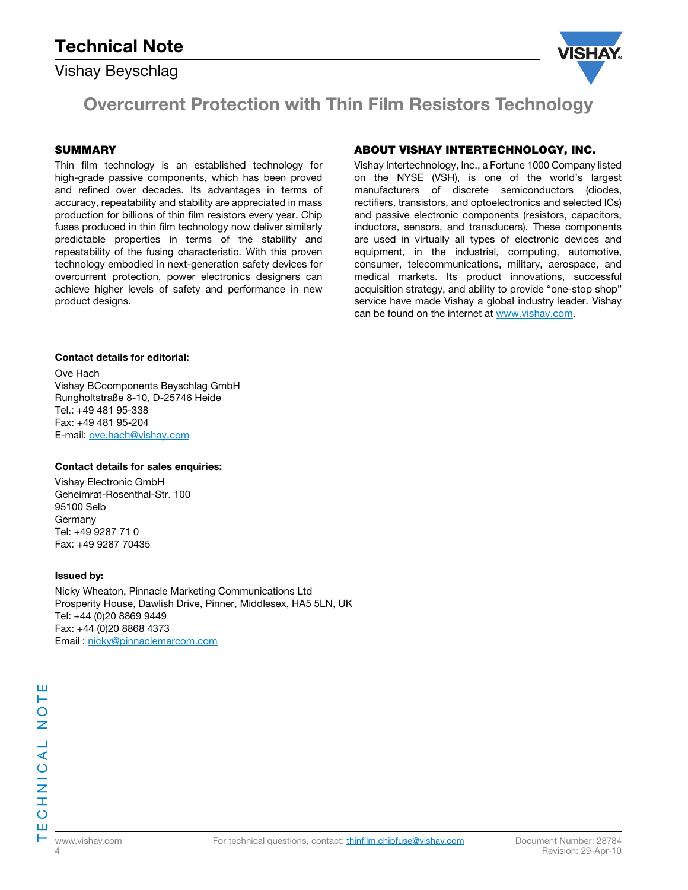## SUMMARY

Thin film technology is an established technology for high-grade passive components, which has been proved and refined over decades. Its advantages in terms of accuracy, repeatability and stability are appreciated in mass production for billions of thin film resistors every year. Chip fuses produced in thin film technology now deliver similarly predictable properties in terms of the stability and repeatability of the fusing characteristic. With this proven technology embodied in next-generation safety devices for overcurrent protection, power electronics designers can achieve higher levels of safety and performance in new product designs.

## ABOUT VISHAY INTERTECHNOLOGY, INC.

Vishay Intertechnology, Inc., a Fortune 1000 Company listed on the NYSE (VSH), is one of the world's largest manufacturers of discrete semiconductors (diodes, rectifiers, transistors, and optoelectronics and selected ICs) and passive electronic components (resistors, capacitors, inductors, sensors, and transducers). These components are used in virtually all types of electronic devices and equipment, in the industrial, computing, automotive, consumer, telecommunications, military, aerospace, and medical markets. Its product innovations, successful acquisition strategy, and ability to provide "one-stop shop" service have made Vishay a global industry leader. Vishay can be found on the internet at www.vishay.com.

**Contact details for editorial:**

Ove Hach
Vishay BCcomponents Beyschlag GmbH
Rungholtstraße 8-10, D-25746 Heide
Tel.: +49 481 95-338
Fax: +49 481 95-204
E-mail: ove.hach@vishay.com

**Contact details for sales enquiries:**

Vishay Electronic GmbH
Geheimrat-Rosenthal-Str. 100
95100 Selb
Germany
Tel: +49 9287 71 0
Fax: +49 9287 70435

**Issued by:**

Nicky Wheaton, Pinnacle Marketing Communications Ltd
Prosperity House, Dawlish Drive, Pinner, Middlesex, HA5 5LN, UK
Tel: +44 (0)20 8869 9449
Fax: +44 (0)20 8868 4373
Email : nicky@pinnaclemarcom.com